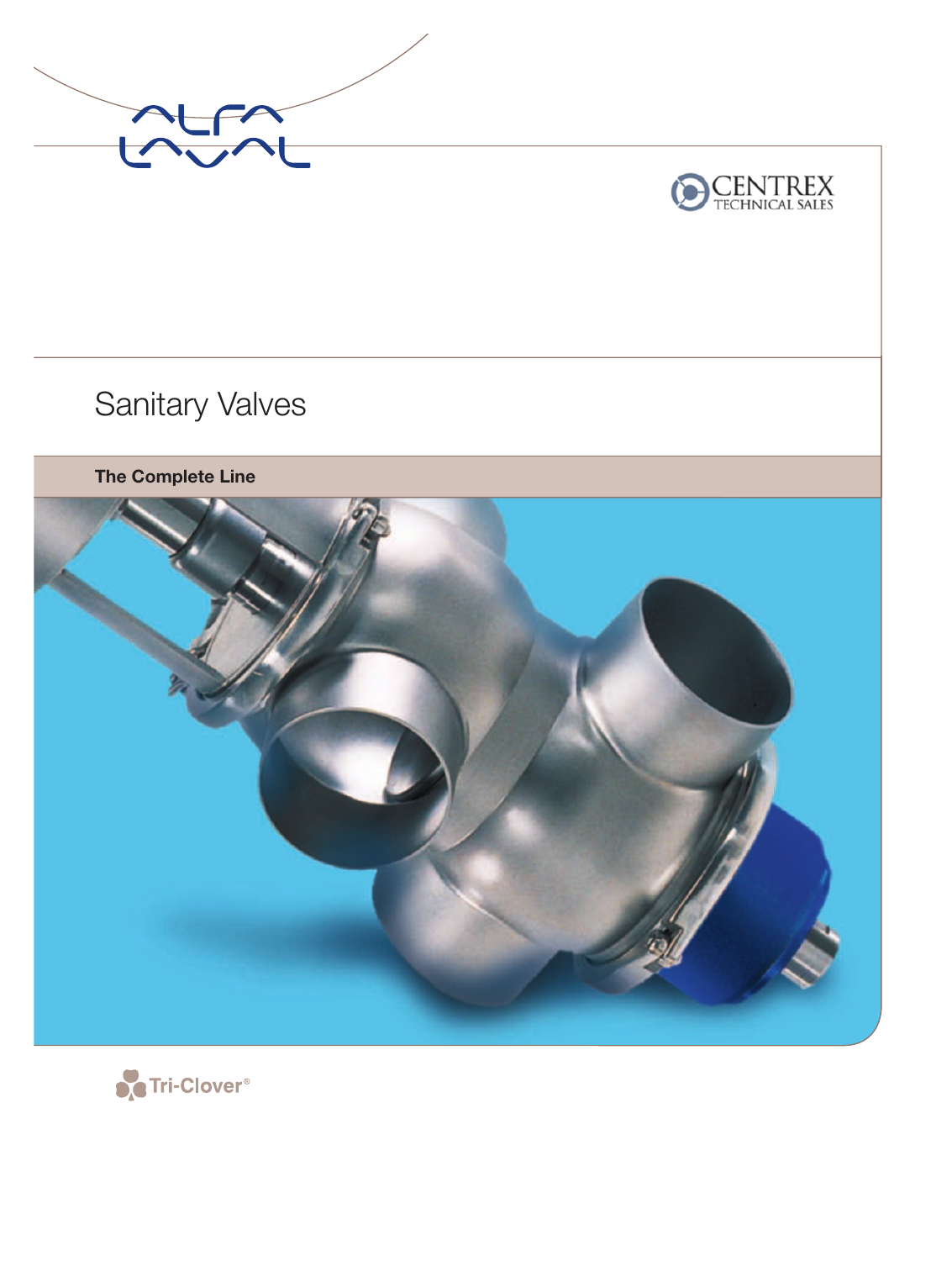ALFA LAVAL

CENTREX TECHNICAL SALES

# Sanitary Valves

## The Complete Line

Tri-Clover®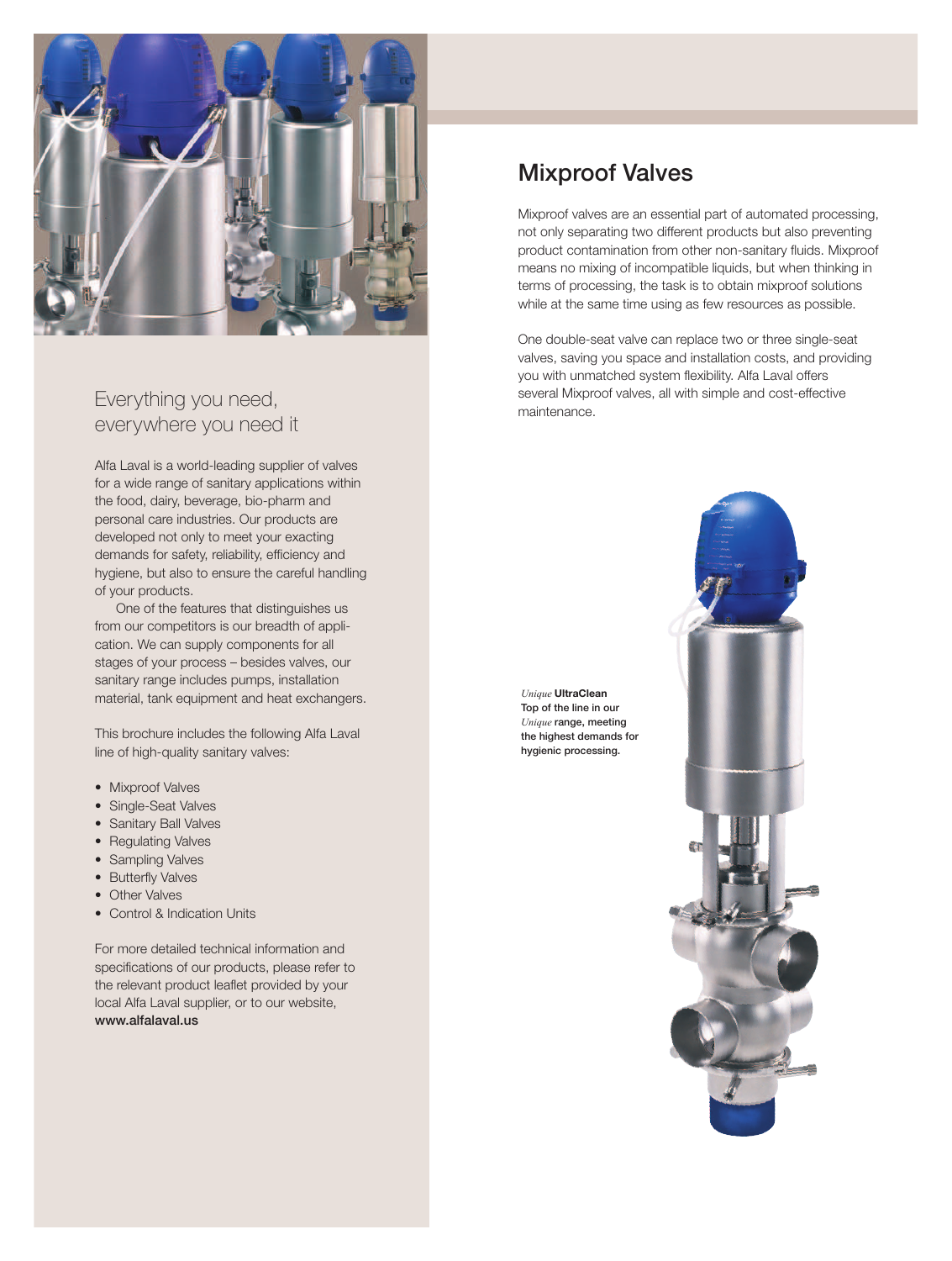## Everything you need, everywhere you need it

Alfa Laval is a world-leading supplier of valves for a wide range of sanitary applications within the food, dairy, beverage, bio-pharm and personal care industries. Our products are developed not only to meet your exacting demands for safety, reliability, efficiency and hygiene, but also to ensure the careful handling of your products.

One of the features that distinguishes us from our competitors is our breadth of application. We can supply components for all stages of your process – besides valves, our sanitary range includes pumps, installation material, tank equipment and heat exchangers.

This brochure includes the following Alfa Laval line of high-quality sanitary valves:

- Mixproof Valves
- Single-Seat Valves
- Sanitary Ball Valves
- Regulating Valves
- Sampling Valves
- Butterfly Valves
- Other Valves
- Control & Indication Units

For more detailed technical information and specifications of our products, please refer to the relevant product leaflet provided by your local Alfa Laval supplier, or to our website, **www.alfalaval.us**

# Mixproof Valves

Mixproof valves are an essential part of automated processing, not only separating two different products but also preventing product contamination from other non-sanitary fluids. Mixproof means no mixing of incompatible liquids, but when thinking in terms of processing, the task is to obtain mixproof solutions while at the same time using as few resources as possible.

One double-seat valve can replace two or three single-seat valves, saving you space and installation costs, and providing you with unmatched system flexibility. Alfa Laval offers several Mixproof valves, all with simple and cost-effective maintenance.

*Unique* **UltraClean**
**Top of the line in our *Unique* range, meeting the highest demands for hygienic processing.**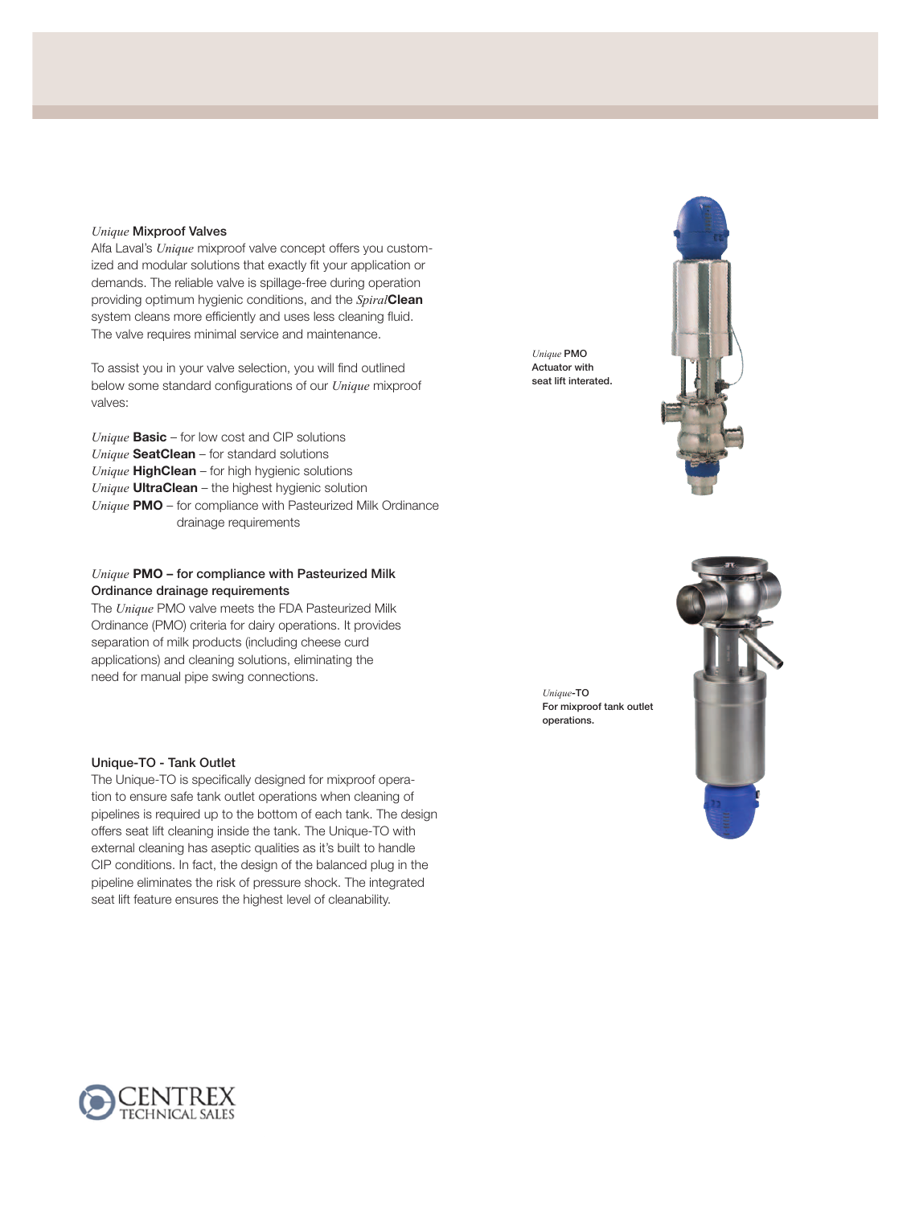### *Unique* Mixproof Valves

Alfa Laval's *Unique* mixproof valve concept offers you customized and modular solutions that exactly fit your application or demands. The reliable valve is spillage-free during operation providing optimum hygienic conditions, and the *Spiral***Clean** system cleans more efficiently and uses less cleaning fluid. The valve requires minimal service and maintenance.

To assist you in your valve selection, you will find outlined below some standard configurations of our *Unique* mixproof valves:

*Unique* **Basic** – for low cost and CIP solutions
*Unique* **SeatClean** – for standard solutions
*Unique* **HighClean** – for high hygienic solutions
*Unique* **UltraClean** – the highest hygienic solution
*Unique* **PMO** – for compliance with Pasteurized Milk Ordinance drainage requirements

*Unique* PMO Actuator with seat lift interated.

### *Unique* PMO – for compliance with Pasteurized Milk Ordinance drainage requirements

The *Unique* PMO valve meets the FDA Pasteurized Milk Ordinance (PMO) criteria for dairy operations. It provides separation of milk products (including cheese curd applications) and cleaning solutions, eliminating the need for manual pipe swing connections.

*Unique*-TO For mixproof tank outlet operations.

### Unique-TO - Tank Outlet

The Unique-TO is specifically designed for mixproof operation to ensure safe tank outlet operations when cleaning of pipelines is required up to the bottom of each tank. The design offers seat lift cleaning inside the tank. The Unique-TO with external cleaning has aseptic qualities as it's built to handle CIP conditions. In fact, the design of the balanced plug in the pipeline eliminates the risk of pressure shock. The integrated seat lift feature ensures the highest level of cleanability.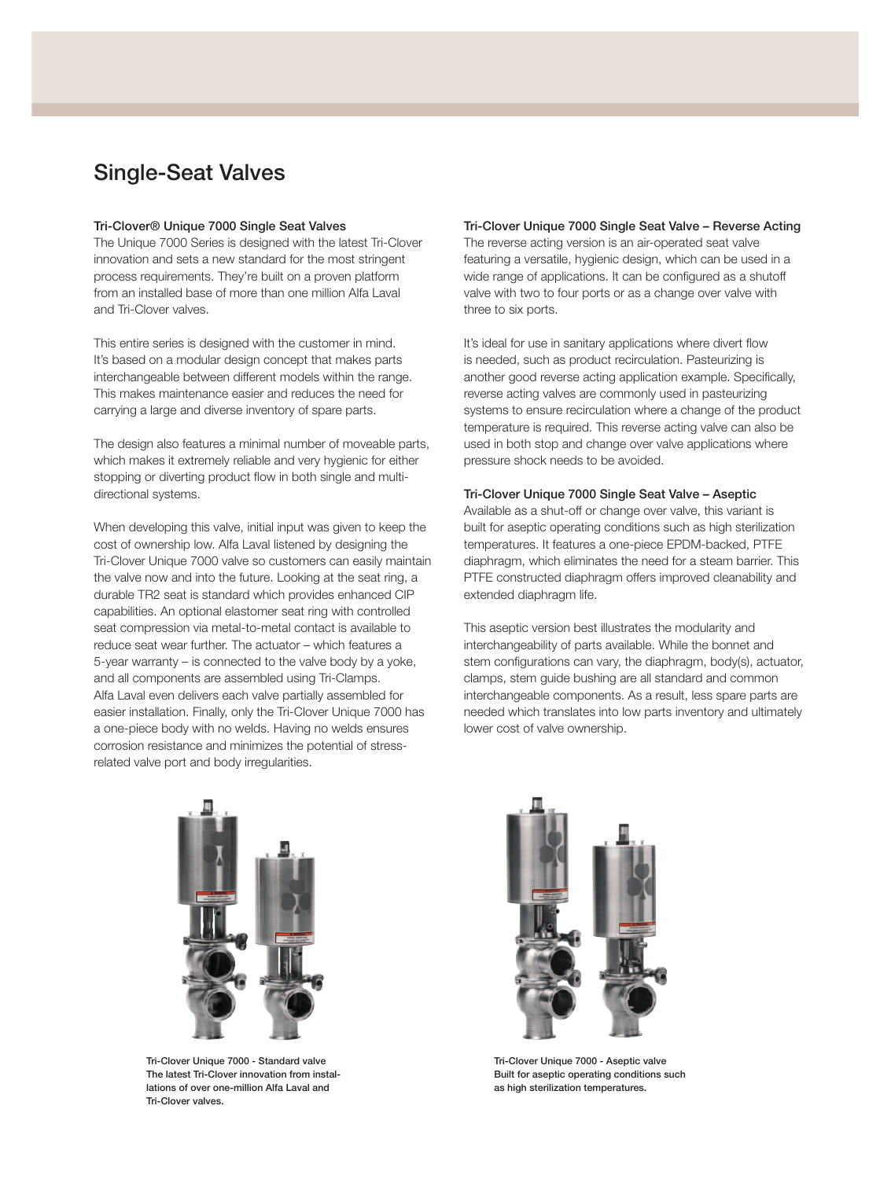# Single-Seat Valves

### Tri-Clover® Unique 7000 Single Seat Valves

The Unique 7000 Series is designed with the latest Tri-Clover innovation and sets a new standard for the most stringent process requirements. They're built on a proven platform from an installed base of more than one million Alfa Laval and Tri-Clover valves.

This entire series is designed with the customer in mind. It's based on a modular design concept that makes parts interchangeable between different models within the range. This makes maintenance easier and reduces the need for carrying a large and diverse inventory of spare parts.

The design also features a minimal number of moveable parts, which makes it extremely reliable and very hygienic for either stopping or diverting product flow in both single and multi-directional systems.

When developing this valve, initial input was given to keep the cost of ownership low. Alfa Laval listened by designing the Tri-Clover Unique 7000 valve so customers can easily maintain the valve now and into the future. Looking at the seat ring, a durable TR2 seat is standard which provides enhanced CIP capabilities. An optional elastomer seat ring with controlled seat compression via metal-to-metal contact is available to reduce seat wear further. The actuator – which features a 5-year warranty – is connected to the valve body by a yoke, and all components are assembled using Tri-Clamps. Alfa Laval even delivers each valve partially assembled for easier installation. Finally, only the Tri-Clover Unique 7000 has a one-piece body with no welds. Having no welds ensures corrosion resistance and minimizes the potential of stress-related valve port and body irregularities.

### Tri-Clover Unique 7000 Single Seat Valve – Reverse Acting

The reverse acting version is an air-operated seat valve featuring a versatile, hygienic design, which can be used in a wide range of applications. It can be configured as a shutoff valve with two to four ports or as a change over valve with three to six ports.

It's ideal for use in sanitary applications where divert flow is needed, such as product recirculation. Pasteurizing is another good reverse acting application example. Specifically, reverse acting valves are commonly used in pasteurizing systems to ensure recirculation where a change of the product temperature is required. This reverse acting valve can also be used in both stop and change over valve applications where pressure shock needs to be avoided.

### Tri-Clover Unique 7000 Single Seat Valve – Aseptic

Available as a shut-off or change over valve, this variant is built for aseptic operating conditions such as high sterilization temperatures. It features a one-piece EPDM-backed, PTFE diaphragm, which eliminates the need for a steam barrier. This PTFE constructed diaphragm offers improved cleanability and extended diaphragm life.

This aseptic version best illustrates the modularity and interchangeability of parts available. While the bonnet and stem configurations can vary, the diaphragm, body(s), actuator, clamps, stem guide bushing are all standard and common interchangeable components. As a result, less spare parts are needed which translates into low parts inventory and ultimately lower cost of valve ownership.

**Tri-Clover Unique 7000 - Standard valve**
**The latest Tri-Clover innovation from installations of over one-million Alfa Laval and Tri-Clover valves.**

**Tri-Clover Unique 7000 - Aseptic valve**
**Built for aseptic operating conditions such as high sterilization temperatures.**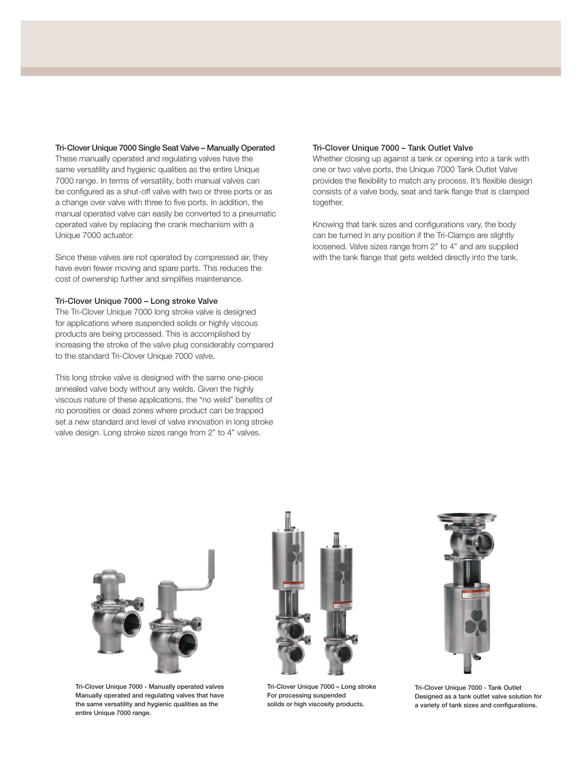### Tri-Clover Unique 7000 Single Seat Valve – Manually Operated

These manually operated and regulating valves have the same versatility and hygienic qualities as the entire Unique 7000 range. In terms of versatility, both manual valves can be configured as a shut-off valve with two or three ports or as a change over valve with three to five ports. In addition, the manual operated valve can easily be converted to a pneumatic operated valve by replacing the crank mechanism with a Unique 7000 actuator.

Since these valves are not operated by compressed air, they have even fewer moving and spare parts. This reduces the cost of ownership further and simplifies maintenance.

### Tri-Clover Unique 7000 – Long stroke Valve

The Tri-Clover Unique 7000 long stroke valve is designed for applications where suspended solids or highly viscous products are being processed. This is accomplished by increasing the stroke of the valve plug considerably compared to the standard Tri-Clover Unique 7000 valve.

This long stroke valve is designed with the same one-piece annealed valve body without any welds. Given the highly viscous nature of these applications, the "no weld" benefits of no porosities or dead zones where product can be trapped set a new standard and level of valve innovation in long stroke valve design. Long stroke sizes range from 2" to 4" valves.

### Tri-Clover Unique 7000 – Tank Outlet Valve

Whether closing up against a tank or opening into a tank with one or two valve ports, the Unique 7000 Tank Outlet Valve provides the flexibility to match any process. It's flexible design consists of a valve body, seat and tank flange that is clamped together.

Knowing that tank sizes and configurations vary, the body can be turned in any position if the Tri-Clamps are slightly loosened. Valve sizes range from 2" to 4" and are supplied with the tank flange that gets welded directly into the tank.

**Tri-Clover Unique 7000 - Manually operated valves**
**Manually operated and regulating valves that have the same versatility and hygienic qualities as the entire Unique 7000 range.**

**Tri-Clover Unique 7000 – Long stroke**
**For processing suspended solids or high viscosity products.**

**Tri-Clover Unique 7000 - Tank Outlet**
**Designed as a tank outlet valve solution for a variety of tank sizes and configurations.**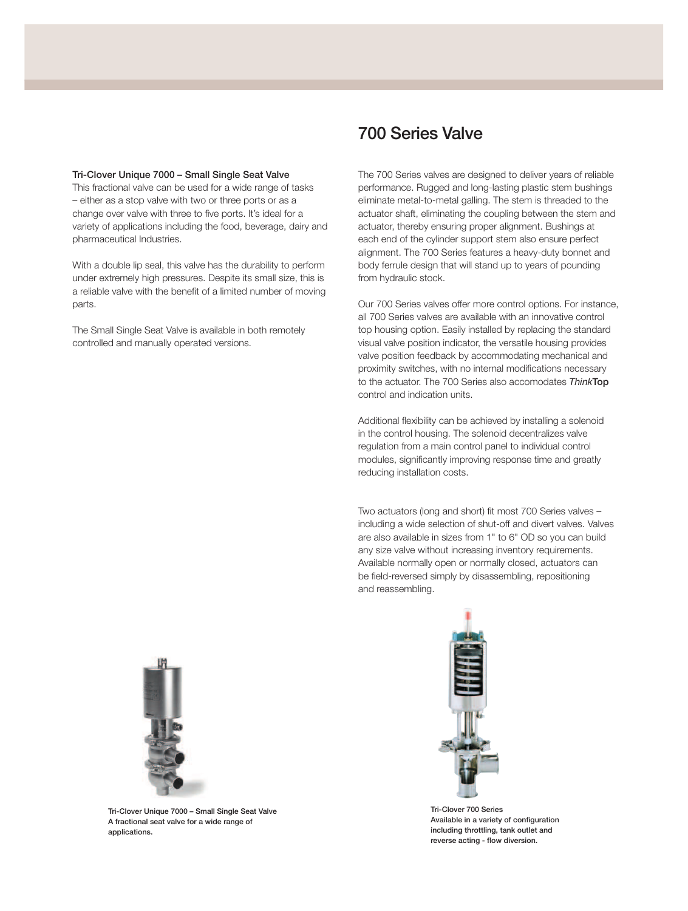## Tri-Clover Unique 7000 – Small Single Seat Valve

This fractional valve can be used for a wide range of tasks – either as a stop valve with two or three ports or as a change over valve with three to five ports. It's ideal for a variety of applications including the food, beverage, dairy and pharmaceutical Industries.

With a double lip seal, this valve has the durability to perform under extremely high pressures. Despite its small size, this is a reliable valve with the benefit of a limited number of moving parts.

The Small Single Seat Valve is available in both remotely controlled and manually operated versions.

**Tri-Clover Unique 7000 – Small Single Seat Valve**
**A fractional seat valve for a wide range of applications.**

# 700 Series Valve

The 700 Series valves are designed to deliver years of reliable performance. Rugged and long-lasting plastic stem bushings eliminate metal-to-metal galling. The stem is threaded to the actuator shaft, eliminating the coupling between the stem and actuator, thereby ensuring proper alignment. Bushings at each end of the cylinder support stem also ensure perfect alignment. The 700 Series features a heavy-duty bonnet and body ferrule design that will stand up to years of pounding from hydraulic stock.

Our 700 Series valves offer more control options. For instance, all 700 Series valves are available with an innovative control top housing option. Easily installed by replacing the standard visual valve position indicator, the versatile housing provides valve position feedback by accommodating mechanical and proximity switches, with no internal modifications necessary to the actuator. The 700 Series also accomodates *Think***Top** control and indication units.

Additional flexibility can be achieved by installing a solenoid in the control housing. The solenoid decentralizes valve regulation from a main control panel to individual control modules, significantly improving response time and greatly reducing installation costs.

Two actuators (long and short) fit most 700 Series valves – including a wide selection of shut-off and divert valves. Valves are also available in sizes from 1" to 6" OD so you can build any size valve without increasing inventory requirements. Available normally open or normally closed, actuators can be field-reversed simply by disassembling, repositioning and reassembling.

**Tri-Clover 700 Series**
**Available in a variety of configuration including throttling, tank outlet and reverse acting - flow diversion.**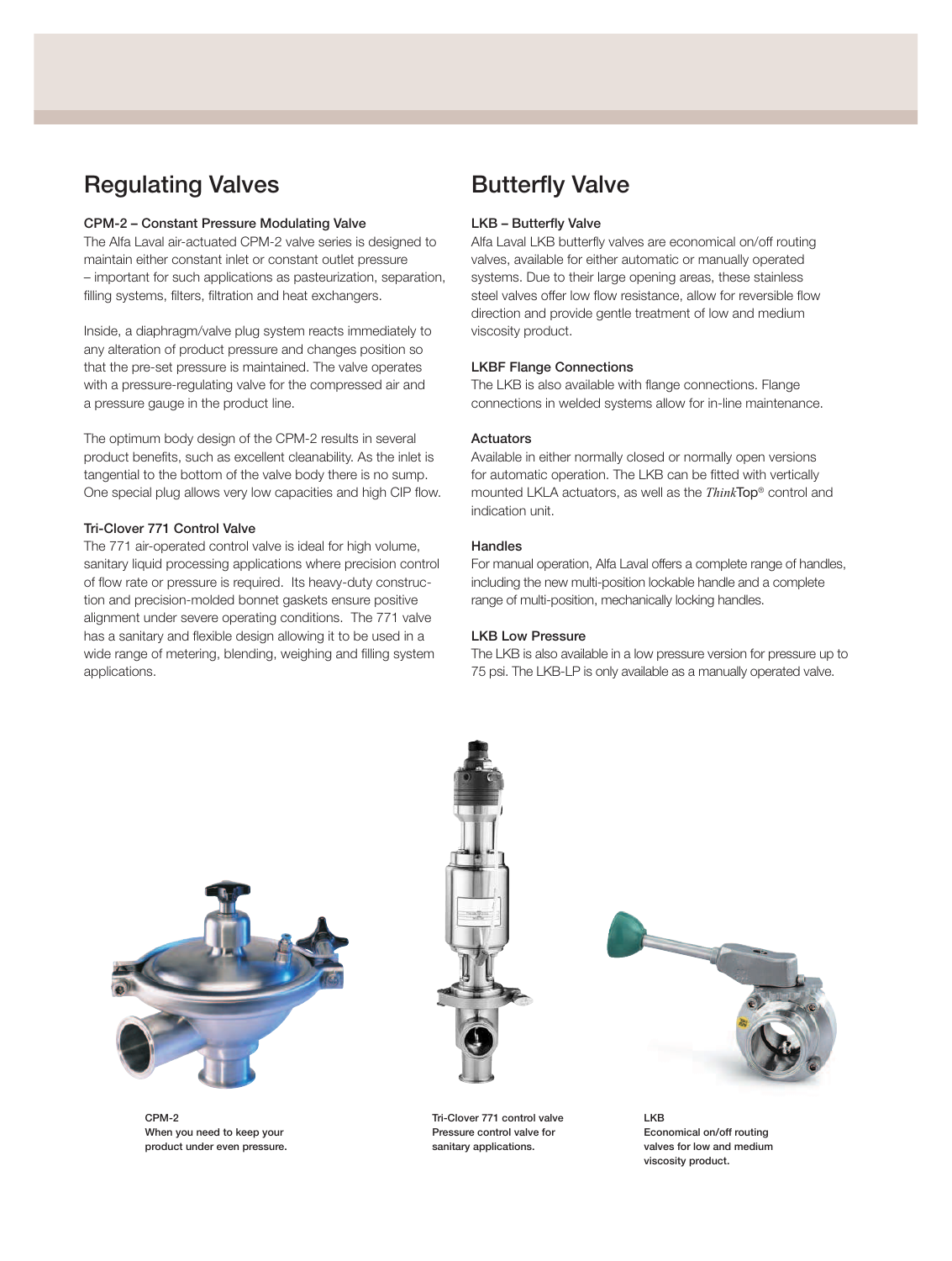## Regulating Valves

### CPM-2 – Constant Pressure Modulating Valve

The Alfa Laval air-actuated CPM-2 valve series is designed to maintain either constant inlet or constant outlet pressure – important for such applications as pasteurization, separation, filling systems, filters, filtration and heat exchangers.

Inside, a diaphragm/valve plug system reacts immediately to any alteration of product pressure and changes position so that the pre-set pressure is maintained. The valve operates with a pressure-regulating valve for the compressed air and a pressure gauge in the product line.

The optimum body design of the CPM-2 results in several product benefits, such as excellent cleanability. As the inlet is tangential to the bottom of the valve body there is no sump. One special plug allows very low capacities and high CIP flow.

### Tri-Clover 771 Control Valve

The 771 air-operated control valve is ideal for high volume, sanitary liquid processing applications where precision control of flow rate or pressure is required. Its heavy-duty construction and precision-molded bonnet gaskets ensure positive alignment under severe operating conditions. The 771 valve has a sanitary and flexible design allowing it to be used in a wide range of metering, blending, weighing and filling system applications.

## Butterfly Valve

### LKB – Butterfly Valve

Alfa Laval LKB butterfly valves are economical on/off routing valves, available for either automatic or manually operated systems. Due to their large opening areas, these stainless steel valves offer low flow resistance, allow for reversible flow direction and provide gentle treatment of low and medium viscosity product.

### LKBF Flange Connections

The LKB is also available with flange connections. Flange connections in welded systems allow for in-line maintenance.

### Actuators

Available in either normally closed or normally open versions for automatic operation. The LKB can be fitted with vertically mounted LKLA actuators, as well as the *Think*Top® control and indication unit.

### Handles

For manual operation, Alfa Laval offers a complete range of handles, including the new multi-position lockable handle and a complete range of multi-position, mechanically locking handles.

### LKB Low Pressure

The LKB is also available in a low pressure version for pressure up to 75 psi. The LKB-LP is only available as a manually operated valve.

**CPM-2**
**When you need to keep your product under even pressure.**

**Tri-Clover 771 control valve**
**Pressure control valve for sanitary applications.**

**LKB**
**Economical on/off routing valves for low and medium viscosity product.**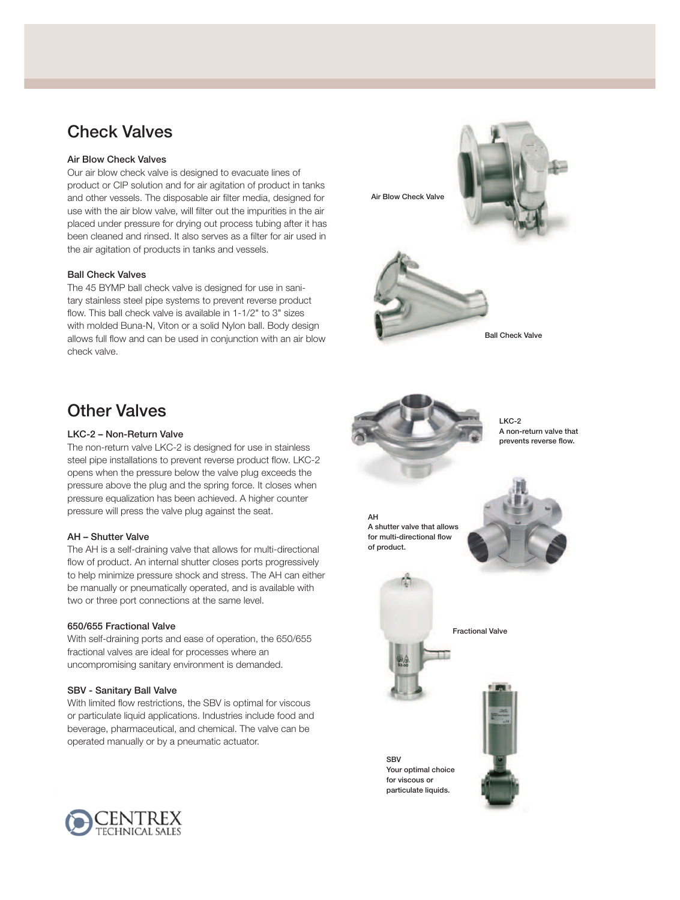## Check Valves

### Air Blow Check Valves

Our air blow check valve is designed to evacuate lines of product or CIP solution and for air agitation of product in tanks and other vessels. The disposable air filter media, designed for use with the air blow valve, will filter out the impurities in the air placed under pressure for drying out process tubing after it has been cleaned and rinsed. It also serves as a filter for air used in the air agitation of products in tanks and vessels.

Air Blow Check Valve

### Ball Check Valves

The 45 BYMP ball check valve is designed for use in sanitary stainless steel pipe systems to prevent reverse product flow. This ball check valve is available in 1-1/2" to 3" sizes with molded Buna-N, Viton or a solid Nylon ball. Body design allows full flow and can be used in conjunction with an air blow check valve.

Ball Check Valve

## Other Valves

### LKC-2 – Non-Return Valve

The non-return valve LKC-2 is designed for use in stainless steel pipe installations to prevent reverse product flow. LKC-2 opens when the pressure below the valve plug exceeds the pressure above the plug and the spring force. It closes when pressure equalization has been achieved. A higher counter pressure will press the valve plug against the seat.

LKC-2
A non-return valve that prevents reverse flow.

### AH – Shutter Valve

The AH is a self-draining valve that allows for multi-directional flow of product. An internal shutter closes ports progressively to help minimize pressure shock and stress. The AH can either be manually or pneumatically operated, and is available with two or three port connections at the same level.

AH
A shutter valve that allows for multi-directional flow of product.

### 650/655 Fractional Valve

With self-draining ports and ease of operation, the 650/655 fractional valves are ideal for processes where an uncompromising sanitary environment is demanded.

Fractional Valve

### SBV - Sanitary Ball Valve

With limited flow restrictions, the SBV is optimal for viscous or particulate liquid applications. Industries include food and beverage, pharmaceutical, and chemical. The valve can be operated manually or by a pneumatic actuator.

SBV
Your optimal choice for viscous or particulate liquids.

CENTREX TECHNICAL SALES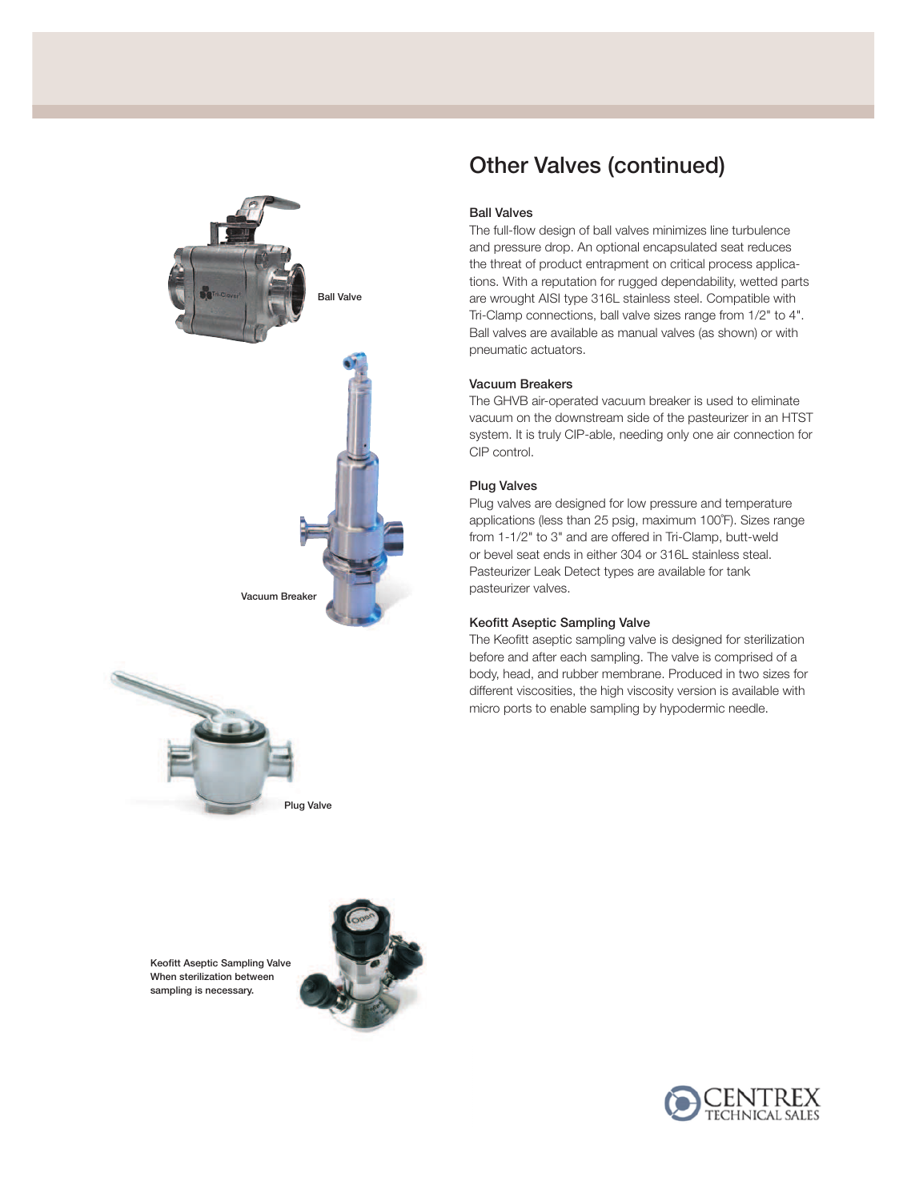# Other Valves (continued)

### Ball Valves

The full-flow design of ball valves minimizes line turbulence and pressure drop. An optional encapsulated seat reduces the threat of product entrapment on critical process applications. With a reputation for rugged dependability, wetted parts are wrought AISI type 316L stainless steel. Compatible with Tri-Clamp connections, ball valve sizes range from 1/2" to 4". Ball valves are available as manual valves (as shown) or with pneumatic actuators.

### Vacuum Breakers

The GHVB air-operated vacuum breaker is used to eliminate vacuum on the downstream side of the pasteurizer in an HTST system. It is truly CIP-able, needing only one air connection for CIP control.

### Plug Valves

Plug valves are designed for low pressure and temperature applications (less than 25 psig, maximum 100˚F). Sizes range from 1-1/2" to 3" and are offered in Tri-Clamp, butt-weld or bevel seat ends in either 304 or 316L stainless steal. Pasteurizer Leak Detect types are available for tank pasteurizer valves.

### Keofitt Aseptic Sampling Valve

The Keofitt aseptic sampling valve is designed for sterilization before and after each sampling. The valve is comprised of a body, head, and rubber membrane. Produced in two sizes for different viscosities, the high viscosity version is available with micro ports to enable sampling by hypodermic needle.

Ball Valve

Vacuum Breaker

Plug Valve

Keofitt Aseptic Sampling Valve
When sterilization between sampling is necessary.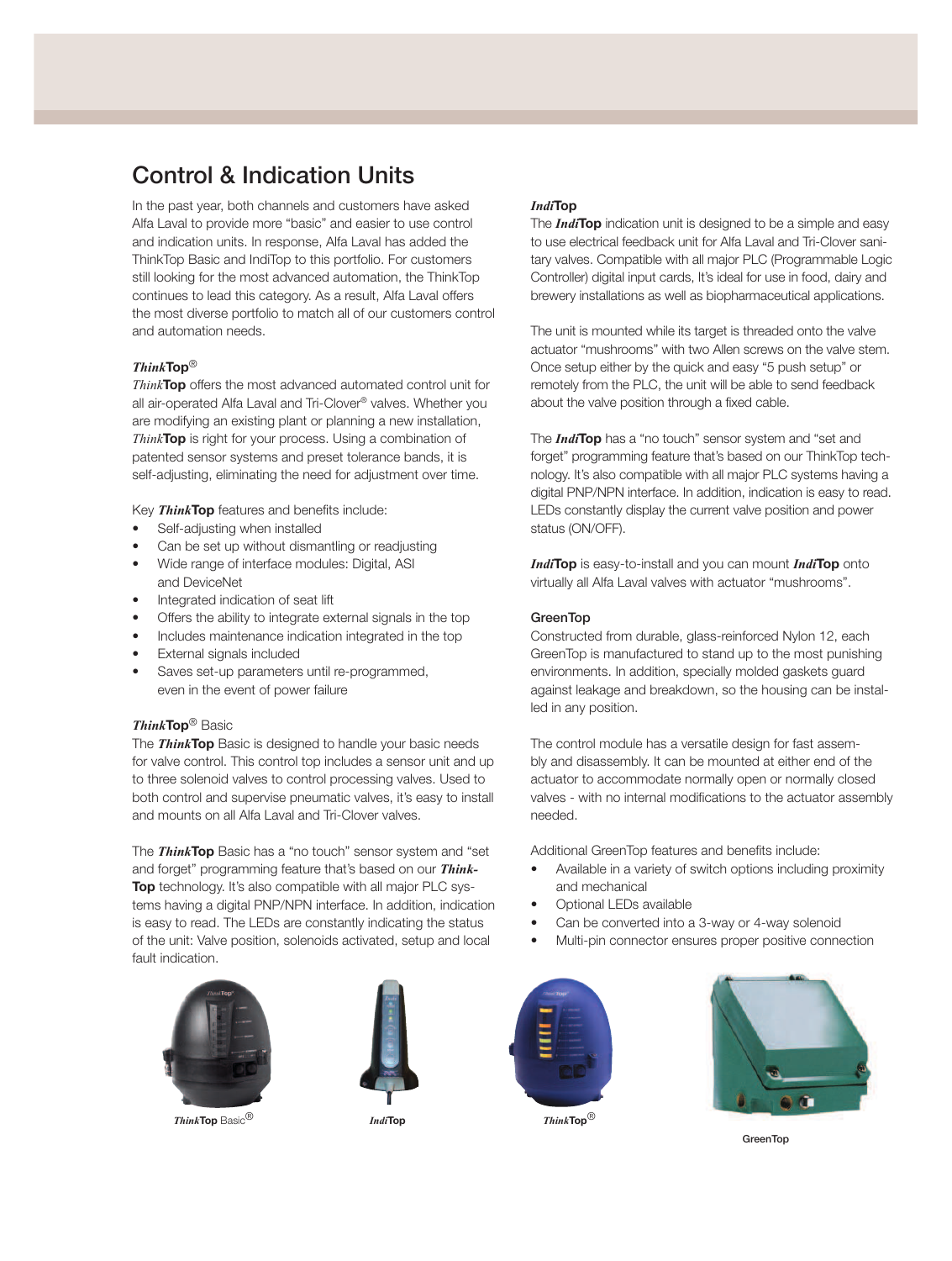# Control & Indication Units

In the past year, both channels and customers have asked Alfa Laval to provide more "basic" and easier to use control and indication units. In response, Alfa Laval has added the ThinkTop Basic and IndiTop to this portfolio. For customers still looking for the most advanced automation, the ThinkTop continues to lead this category. As a result, Alfa Laval offers the most diverse portfolio to match all of our customers control and automation needs.

### *Think*Top®

*Think***Top** offers the most advanced automated control unit for all air-operated Alfa Laval and Tri-Clover® valves. Whether you are modifying an existing plant or planning a new installation, *Think***Top** is right for your process. Using a combination of patented sensor systems and preset tolerance bands, it is self-adjusting, eliminating the need for adjustment over time.

Key ***Think*Top** features and benefits include:

- Self-adjusting when installed
- Can be set up without dismantling or readjusting
- Wide range of interface modules: Digital, ASI and DeviceNet
- Integrated indication of seat lift
- Offers the ability to integrate external signals in the top
- Includes maintenance indication integrated in the top
- External signals included
- Saves set-up parameters until re-programmed, even in the event of power failure

### *Think*Top® Basic

The ***Think*Top** Basic is designed to handle your basic needs for valve control. This control top includes a sensor unit and up to three solenoid valves to control processing valves. Used to both control and supervise pneumatic valves, it's easy to install and mounts on all Alfa Laval and Tri-Clover valves.

The ***Think*Top** Basic has a "no touch" sensor system and "set and forget" programming feature that's based on our ***Think*Top** technology. It's also compatible with all major PLC systems having a digital PNP/NPN interface. In addition, indication is easy to read. The LEDs are constantly indicating the status of the unit: Valve position, solenoids activated, setup and local fault indication.

### *Indi*Top

The ***Indi*Top** indication unit is designed to be a simple and easy to use electrical feedback unit for Alfa Laval and Tri-Clover sanitary valves. Compatible with all major PLC (Programmable Logic Controller) digital input cards, It's ideal for use in food, dairy and brewery installations as well as biopharmaceutical applications.

The unit is mounted while its target is threaded onto the valve actuator "mushrooms" with two Allen screws on the valve stem. Once setup either by the quick and easy "5 push setup" or remotely from the PLC, the unit will be able to send feedback about the valve position through a fixed cable.

The ***Indi*Top** has a "no touch" sensor system and "set and forget" programming feature that's based on our ThinkTop technology. It's also compatible with all major PLC systems having a digital PNP/NPN interface. In addition, indication is easy to read. LEDs constantly display the current valve position and power status (ON/OFF).

***Indi*Top** is easy-to-install and you can mount ***Indi*Top** onto virtually all Alfa Laval valves with actuator "mushrooms".

### GreenTop

Constructed from durable, glass-reinforced Nylon 12, each GreenTop is manufactured to stand up to the most punishing environments. In addition, specially molded gaskets guard against leakage and breakdown, so the housing can be installed in any position.

The control module has a versatile design for fast assembly and disassembly. It can be mounted at either end of the actuator to accommodate normally open or normally closed valves - with no internal modifications to the actuator assembly needed.

Additional GreenTop features and benefits include:

- Available in a variety of switch options including proximity and mechanical
- Optional LEDs available
- Can be converted into a 3-way or 4-way solenoid
- Multi-pin connector ensures proper positive connection

***Think*Top** Basic®

***Indi*Top**

***Think*Top**®

GreenTop